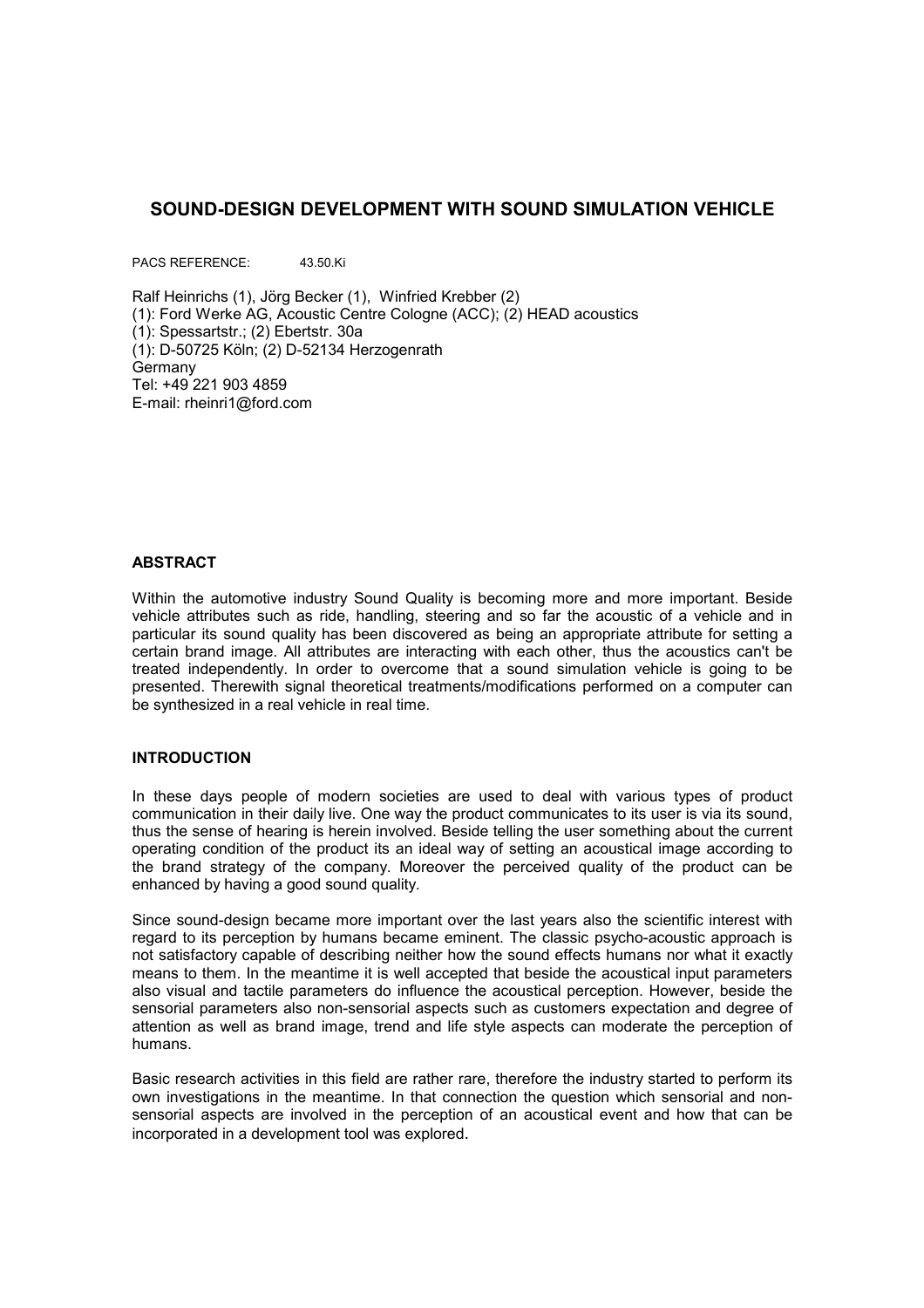# SOUND-DESIGN DEVELOPMENT WITH SOUND SIMULATION VEHICLE

PACS REFERENCE: 43.50.Ki

Ralf Heinrichs (1), Jörg Becker (1), Winfried Krebber (2)
(1): Ford Werke AG, Acoustic Centre Cologne (ACC); (2) HEAD acoustics
(1): Spessartstr.; (2) Ebertstr. 30a
(1): D-50725 Köln; (2) D-52134 Herzogenrath
Germany
Tel: +49 221 903 4859
E-mail: rheinri1@ford.com

## ABSTRACT

Within the automotive industry Sound Quality is becoming more and more important. Beside vehicle attributes such as ride, handling, steering and so far the acoustic of a vehicle and in particular its sound quality has been discovered as being an appropriate attribute for setting a certain brand image. All attributes are interacting with each other, thus the acoustics can't be treated independently. In order to overcome that a sound simulation vehicle is going to be presented. Therewith signal theoretical treatments/modifications performed on a computer can be synthesized in a real vehicle in real time.

## INTRODUCTION

In these days people of modern societies are used to deal with various types of product communication in their daily live. One way the product communicates to its user is via its sound, thus the sense of hearing is herein involved. Beside telling the user something about the current operating condition of the product its an ideal way of setting an acoustical image according to the brand strategy of the company. Moreover the perceived quality of the product can be enhanced by having a good sound quality.

Since sound-design became more important over the last years also the scientific interest with regard to its perception by humans became eminent. The classic psycho-acoustic approach is not satisfactory capable of describing neither how the sound effects humans nor what it exactly means to them. In the meantime it is well accepted that beside the acoustical input parameters also visual and tactile parameters do influence the acoustical perception. However, beside the sensorial parameters also non-sensorial aspects such as customers expectation and degree of attention as well as brand image, trend and life style aspects can moderate the perception of humans.

Basic research activities in this field are rather rare, therefore the industry started to perform its own investigations in the meantime. In that connection the question which sensorial and non-sensorial aspects are involved in the perception of an acoustical event and how that can be incorporated in a development tool was explored.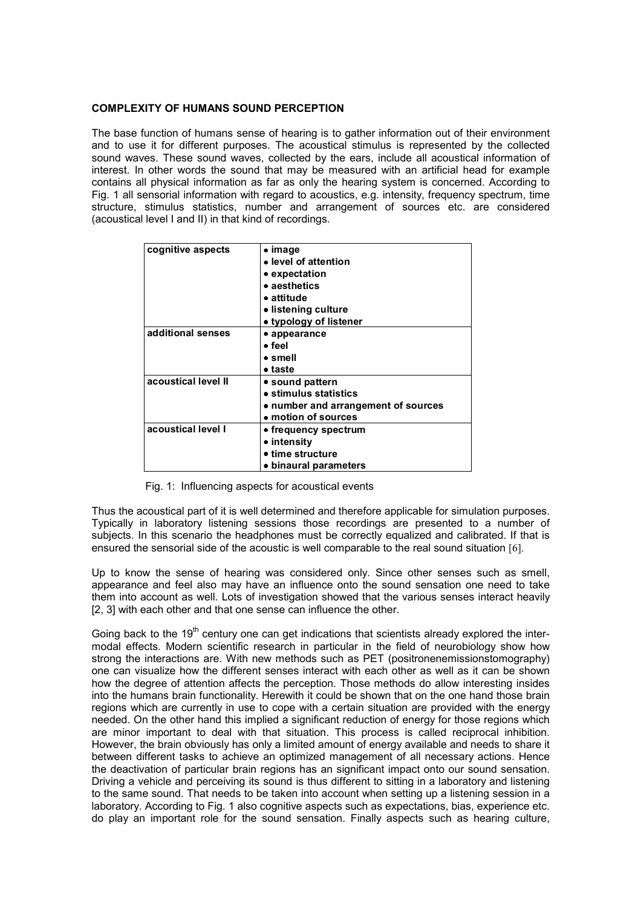**COMPLEXITY OF HUMANS SOUND PERCEPTION**

The base function of humans sense of hearing is to gather information out of their environment and to use it for different purposes. The acoustical stimulus is represented by the collected sound waves. These sound waves, collected by the ears, include all acoustical information of interest. In other words the sound that may be measured with an artificial head for example contains all physical information as far as only the hearing system is concerned. According to Fig. 1 all sensorial information with regard to acoustics, e.g. intensity, frequency spectrum, time structure, stimulus statistics, number and arrangement of sources etc. are considered (acoustical level I and II) in that kind of recordings.

| | |
|---|---|
| **cognitive aspects** | • **image**<br>• **level of attention**<br>• **expectation**<br>• **aesthetics**<br>• **attitude**<br>• **listening culture**<br>• **typology of listener** |
| **additional senses** | • **appearance**<br>• **feel**<br>• **smell**<br>• **taste** |
| **acoustical level II** | • **sound pattern**<br>• **stimulus statistics**<br>• **number and arrangement of sources**<br>• **motion of sources** |
| **acoustical level I** | • **frequency spectrum**<br>• **intensity**<br>• **time structure**<br>• **binaural parameters** |

Fig. 1: Influencing aspects for acoustical events

Thus the acoustical part of it is well determined and therefore applicable for simulation purposes. Typically in laboratory listening sessions those recordings are presented to a number of subjects. In this scenario the headphones must be correctly equalized and calibrated. If that is ensured the sensorial side of the acoustic is well comparable to the real sound situation [6].

Up to know the sense of hearing was considered only. Since other senses such as smell, appearance and feel also may have an influence onto the sound sensation one need to take them into account as well. Lots of investigation showed that the various senses interact heavily [2, 3] with each other and that one sense can influence the other.

Going back to the 19th century one can get indications that scientists already explored the intermodal effects. Modern scientific research in particular in the field of neurobiology show how strong the interactions are. With new methods such as PET (positronenemissionstomography) one can visualize how the different senses interact with each other as well as it can be shown how the degree of attention affects the perception. Those methods do allow interesting insides into the humans brain functionality. Herewith it could be shown that on the one hand those brain regions which are currently in use to cope with a certain situation are provided with the energy needed. On the other hand this implied a significant reduction of energy for those regions which are minor important to deal with that situation. This process is called reciprocal inhibition. However, the brain obviously has only a limited amount of energy available and needs to share it between different tasks to achieve an optimized management of all necessary actions. Hence the deactivation of particular brain regions has an significant impact onto our sound sensation. Driving a vehicle and perceiving its sound is thus different to sitting in a laboratory and listening to the same sound. That needs to be taken into account when setting up a listening session in a laboratory. According to Fig. 1 also cognitive aspects such as expectations, bias, experience etc. do play an important role for the sound sensation. Finally aspects such as hearing culture,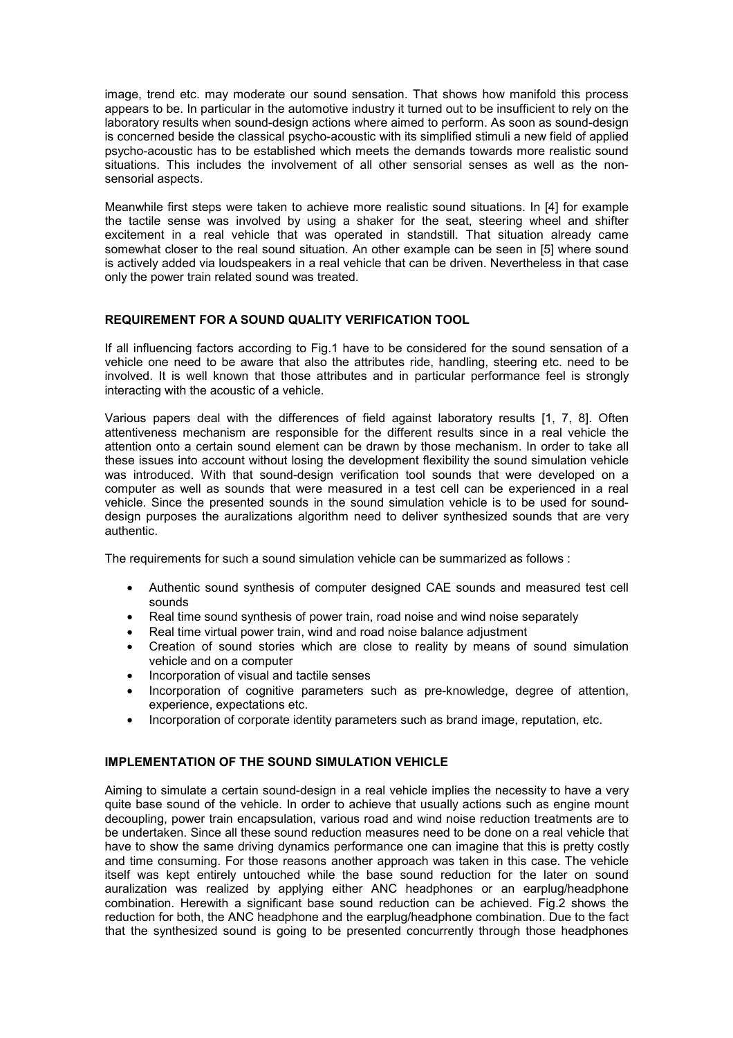image, trend etc. may moderate our sound sensation. That shows how manifold this process appears to be. In particular in the automotive industry it turned out to be insufficient to rely on the laboratory results when sound-design actions where aimed to perform. As soon as sound-design is concerned beside the classical psycho-acoustic with its simplified stimuli a new field of applied psycho-acoustic has to be established which meets the demands towards more realistic sound situations. This includes the involvement of all other sensorial senses as well as the non-sensorial aspects.

Meanwhile first steps were taken to achieve more realistic sound situations. In [4] for example the tactile sense was involved by using a shaker for the seat, steering wheel and shifter excitement in a real vehicle that was operated in standstill. That situation already came somewhat closer to the real sound situation. An other example can be seen in [5] where sound is actively added via loudspeakers in a real vehicle that can be driven. Nevertheless in that case only the power train related sound was treated.

## REQUIREMENT FOR A SOUND QUALITY VERIFICATION TOOL

If all influencing factors according to Fig.1 have to be considered for the sound sensation of a vehicle one need to be aware that also the attributes ride, handling, steering etc. need to be involved. It is well known that those attributes and in particular performance feel is strongly interacting with the acoustic of a vehicle.

Various papers deal with the differences of field against laboratory results [1, 7, 8]. Often attentiveness mechanism are responsible for the different results since in a real vehicle the attention onto a certain sound element can be drawn by those mechanism. In order to take all these issues into account without losing the development flexibility the sound simulation vehicle was introduced. With that sound-design verification tool sounds that were developed on a computer as well as sounds that were measured in a test cell can be experienced in a real vehicle. Since the presented sounds in the sound simulation vehicle is to be used for sound-design purposes the auralizations algorithm need to deliver synthesized sounds that are very authentic.

The requirements for such a sound simulation vehicle can be summarized as follows :

- Authentic sound synthesis of computer designed CAE sounds and measured test cell sounds
- Real time sound synthesis of power train, road noise and wind noise separately
- Real time virtual power train, wind and road noise balance adjustment
- Creation of sound stories which are close to reality by means of sound simulation vehicle and on a computer
- Incorporation of visual and tactile senses
- Incorporation of cognitive parameters such as pre-knowledge, degree of attention, experience, expectations etc.
- Incorporation of corporate identity parameters such as brand image, reputation, etc.

## IMPLEMENTATION OF THE SOUND SIMULATION VEHICLE

Aiming to simulate a certain sound-design in a real vehicle implies the necessity to have a very quite base sound of the vehicle. In order to achieve that usually actions such as engine mount decoupling, power train encapsulation, various road and wind noise reduction treatments are to be undertaken. Since all these sound reduction measures need to be done on a real vehicle that have to show the same driving dynamics performance one can imagine that this is pretty costly and time consuming. For those reasons another approach was taken in this case. The vehicle itself was kept entirely untouched while the base sound reduction for the later on sound auralization was realized by applying either ANC headphones or an earplug/headphone combination. Herewith a significant base sound reduction can be achieved. Fig.2 shows the reduction for both, the ANC headphone and the earplug/headphone combination. Due to the fact that the synthesized sound is going to be presented concurrently through those headphones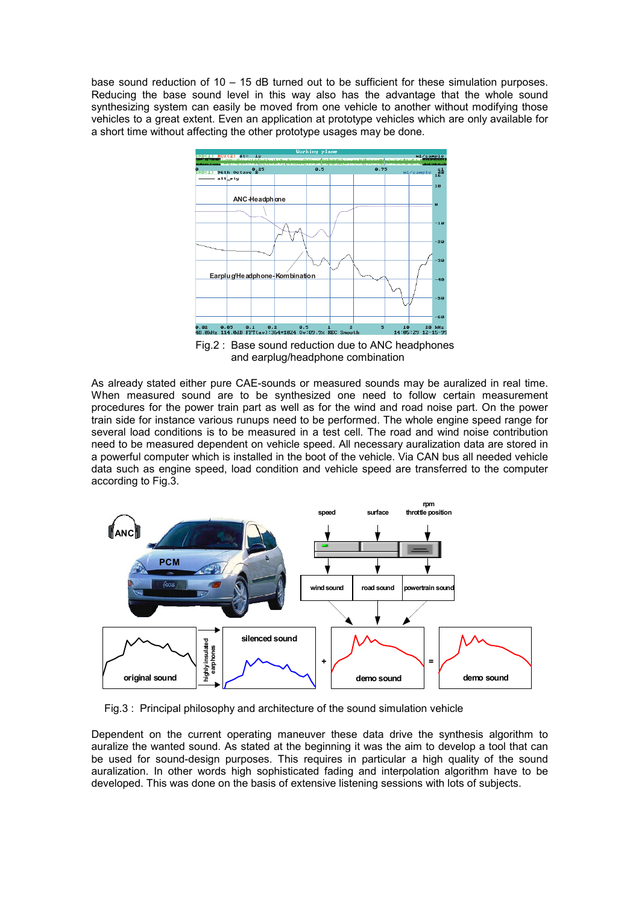base sound reduction of 10 – 15 dB turned out to be sufficient for these simulation purposes. Reducing the base sound level in this way also has the advantage that the whole sound synthesizing system can easily be moved from one vehicle to another without modifying those vehicles to a great extent. Even an application at prototype vehicles which are only available for a short time without affecting the other prototype usages may be done.

Fig.2 : Base sound reduction due to ANC headphones and earplug/headphone combination

As already stated either pure CAE-sounds or measured sounds may be auralized in real time. When measured sound are to be synthesized one need to follow certain measurement procedures for the power train part as well as for the wind and road noise part. On the power train side for instance various runups need to be performed. The whole engine speed range for several load conditions is to be measured in a test cell. The road and wind noise contribution need to be measured dependent on vehicle speed. All necessary auralization data are stored in a powerful computer which is installed in the boot of the vehicle. Via CAN bus all needed vehicle data such as engine speed, load condition and vehicle speed are transferred to the computer according to Fig.3.

Fig.3 : Principal philosophy and architecture of the sound simulation vehicle

Dependent on the current operating maneuver these data drive the synthesis algorithm to auralize the wanted sound. As stated at the beginning it was the aim to develop a tool that can be used for sound-design purposes. This requires in particular a high quality of the sound auralization. In other words high sophisticated fading and interpolation algorithm have to be developed. This was done on the basis of extensive listening sessions with lots of subjects.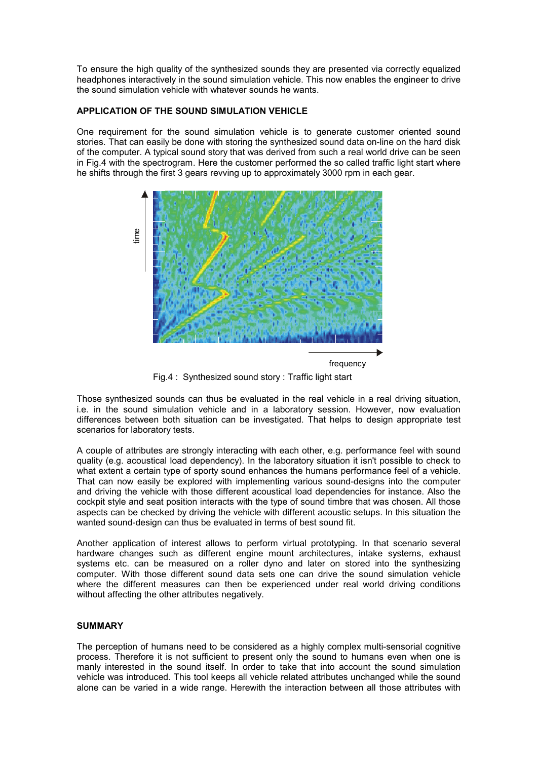To ensure the high quality of the synthesized sounds they are presented via correctly equalized headphones interactively in the sound simulation vehicle. This now enables the engineer to drive the sound simulation vehicle with whatever sounds he wants.

**APPLICATION OF THE SOUND SIMULATION VEHICLE**

One requirement for the sound simulation vehicle is to generate customer oriented sound stories. That can easily be done with storing the synthesized sound data on-line on the hard disk of the computer. A typical sound story that was derived from such a real world drive can be seen in Fig.4 with the spectrogram. Here the customer performed the so called traffic light start where he shifts through the first 3 gears revving up to approximately 3000 rpm in each gear.

Fig.4 : Synthesized sound story : Traffic light start

Those synthesized sounds can thus be evaluated in the real vehicle in a real driving situation, i.e. in the sound simulation vehicle and in a laboratory session. However, now evaluation differences between both situation can be investigated. That helps to design appropriate test scenarios for laboratory tests.

A couple of attributes are strongly interacting with each other, e.g. performance feel with sound quality (e.g. acoustical load dependency). In the laboratory situation it isn't possible to check to what extent a certain type of sporty sound enhances the humans performance feel of a vehicle. That can now easily be explored with implementing various sound-designs into the computer and driving the vehicle with those different acoustical load dependencies for instance. Also the cockpit style and seat position interacts with the type of sound timbre that was chosen. All those aspects can be checked by driving the vehicle with different acoustic setups. In this situation the wanted sound-design can thus be evaluated in terms of best sound fit.

Another application of interest allows to perform virtual prototyping. In that scenario several hardware changes such as different engine mount architectures, intake systems, exhaust systems etc. can be measured on a roller dyno and later on stored into the synthesizing computer. With those different sound data sets one can drive the sound simulation vehicle where the different measures can then be experienced under real world driving conditions without affecting the other attributes negatively.

**SUMMARY**

The perception of humans need to be considered as a highly complex multi-sensorial cognitive process. Therefore it is not sufficient to present only the sound to humans even when one is manly interested in the sound itself. In order to take that into account the sound simulation vehicle was introduced. This tool keeps all vehicle related attributes unchanged while the sound alone can be varied in a wide range. Herewith the interaction between all those attributes with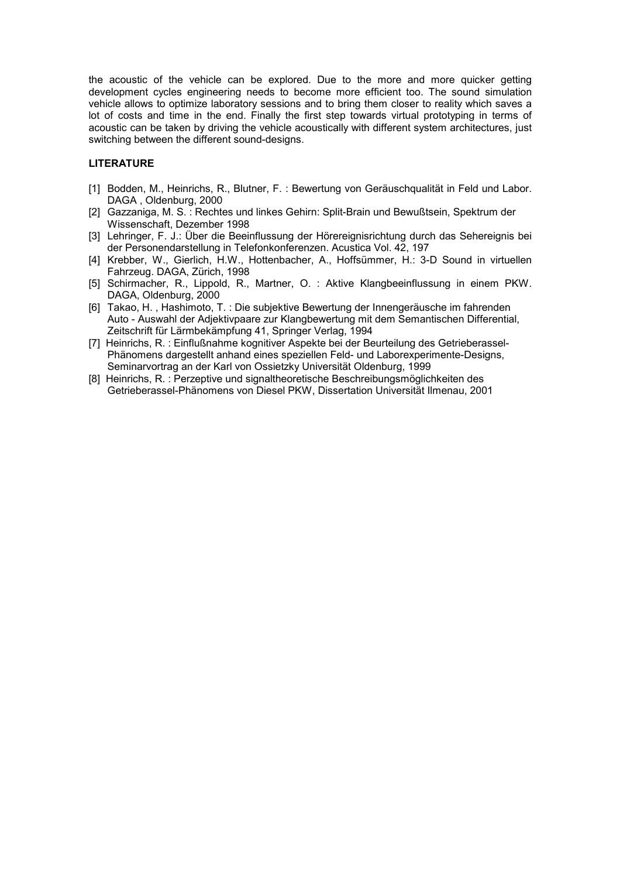the acoustic of the vehicle can be explored. Due to the more and more quicker getting development cycles engineering needs to become more efficient too. The sound simulation vehicle allows to optimize laboratory sessions and to bring them closer to reality which saves a lot of costs and time in the end. Finally the first step towards virtual prototyping in terms of acoustic can be taken by driving the vehicle acoustically with different system architectures, just switching between the different sound-designs.

## LITERATURE

[1] Bodden, M., Heinrichs, R., Blutner, F. : Bewertung von Geräuschqualität in Feld und Labor. DAGA , Oldenburg, 2000

[2] Gazzaniga, M. S. : Rechtes und linkes Gehirn: Split-Brain und Bewußtsein, Spektrum der Wissenschaft, Dezember 1998

[3] Lehringer, F. J.: Über die Beeinflussung der Hörereignisrichtung durch das Sehereignis bei der Personendarstellung in Telefonkonferenzen. Acustica Vol. 42, 197

[4] Krebber, W., Gierlich, H.W., Hottenbacher, A., Hoffsümmer, H.: 3-D Sound in virtuellen Fahrzeug. DAGA, Zürich, 1998

[5] Schirmacher, R., Lippold, R., Martner, O. : Aktive Klangbeeinflussung in einem PKW. DAGA, Oldenburg, 2000

[6] Takao, H. , Hashimoto, T. : Die subjektive Bewertung der Innengeräusche im fahrenden Auto - Auswahl der Adjektivpaare zur Klangbewertung mit dem Semantischen Differential, Zeitschrift für Lärmbekämpfung 41, Springer Verlag, 1994

[7] Heinrichs, R. : Einflußnahme kognitiver Aspekte bei der Beurteilung des Getrieberassel-Phänomens dargestellt anhand eines speziellen Feld- und Laborexperimente-Designs, Seminarvortrag an der Karl von Ossietzky Universität Oldenburg, 1999

[8] Heinrichs, R. : Perzeptive und signaltheoretische Beschreibungsmöglichkeiten des Getrieberassel-Phänomens von Diesel PKW, Dissertation Universität Ilmenau, 2001